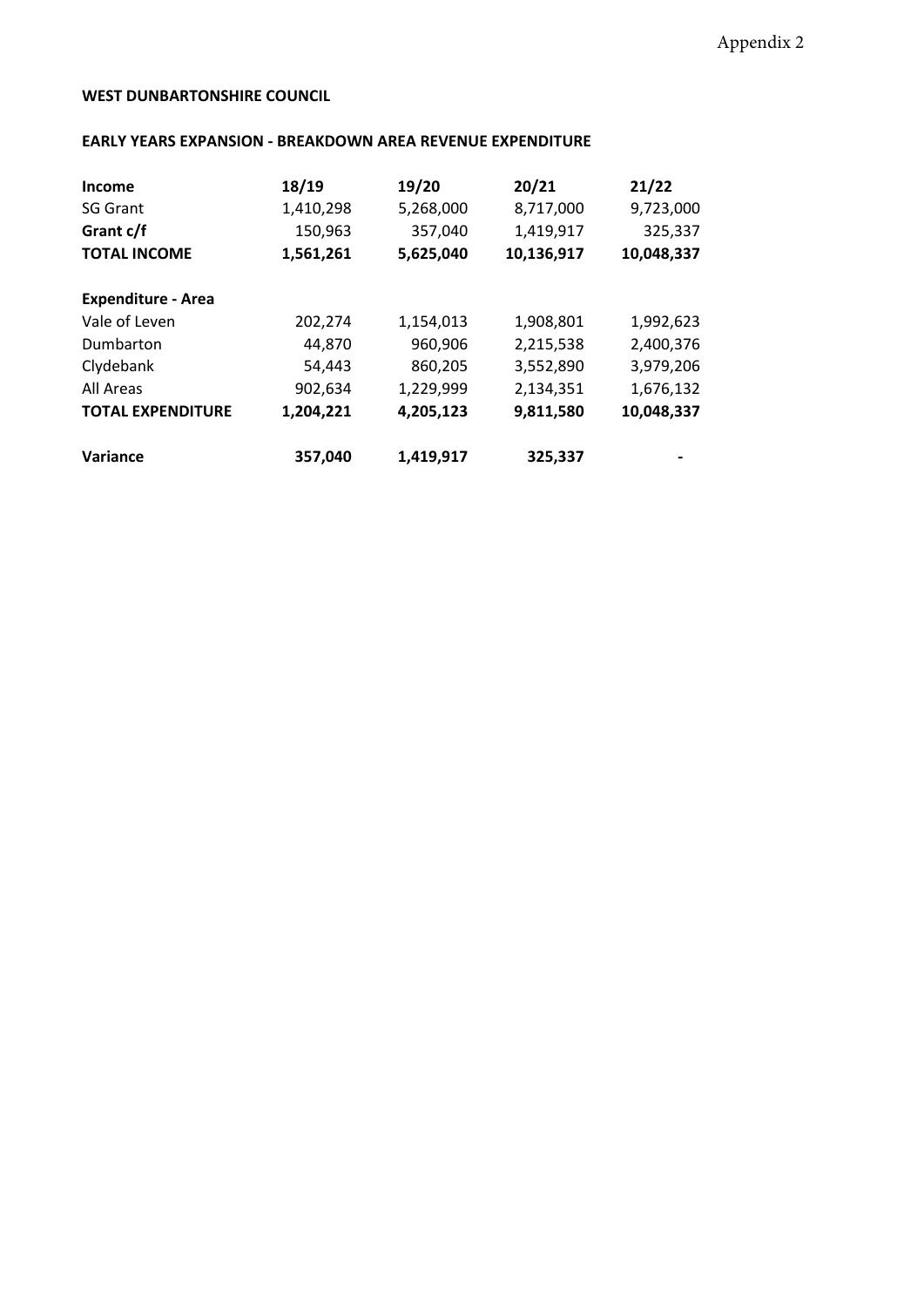Appendix 2

**WEST DUNBARTONSHIRE COUNCIL**

**EARLY YEARS EXPANSION - BREAKDOWN AREA REVENUE EXPENDITURE**

| **Income** | **18/19** | **19/20** | **20/21** | **21/22** |
|---|---|---|---|---|
| SG Grant | 1,410,298 | 5,268,000 | 8,717,000 | 9,723,000 |
| **Grant c/f** | 150,963 | 357,040 | 1,419,917 | 325,337 |
| **TOTAL INCOME** | **1,561,261** | **5,625,040** | **10,136,917** | **10,048,337** |
| | | | | |
| **Expenditure - Area** | | | | |
| Vale of Leven | 202,274 | 1,154,013 | 1,908,801 | 1,992,623 |
| Dumbarton | 44,870 | 960,906 | 2,215,538 | 2,400,376 |
| Clydebank | 54,443 | 860,205 | 3,552,890 | 3,979,206 |
| All Areas | 902,634 | 1,229,999 | 2,134,351 | 1,676,132 |
| **TOTAL EXPENDITURE** | **1,204,221** | **4,205,123** | **9,811,580** | **10,048,337** |
| | | | | |
| **Variance** | **357,040** | **1,419,917** | **325,337** | **-** |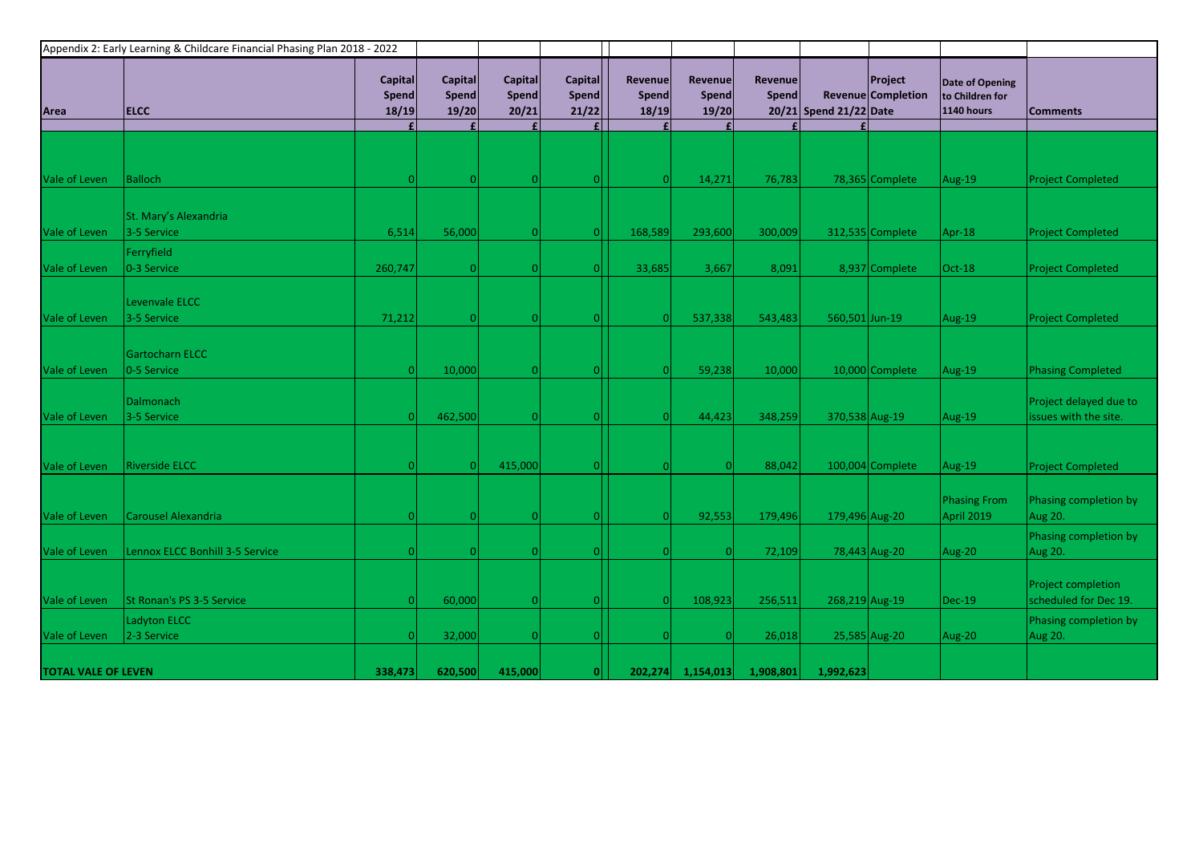| Appendix 2: Early Learning & Childcare Financial Phasing Plan 2018 - 2022 | | | | | | | | | | | | |
|---|---|---|---|---|---|---|---|---|---|---|---|---|
| **Area** | **ELCC** | **Capital Spend 18/19** | **Capital Spend 19/20** | **Capital Spend 20/21** | **Capital Spend 21/22** | **Revenue Spend 18/19** | **Revenue Spend 19/20** | **Revenue Spend 20/21** | **Revenue Spend 21/22** | **Project Completion Date** | **Date of Opening to Children for 1140 hours** | **Comments** |
| | | **£** | **£** | **£** | **£** | **£** | **£** | **£** | **£** | | | |
| Vale of Leven | Balloch | 0 | 0 | 0 | 0 | 0 | 14,271 | 76,783 | 78,365 | Complete | Aug-19 | Project Completed |
| Vale of Leven | St. Mary's Alexandria 3-5 Service | 6,514 | 56,000 | 0 | 0 | 168,589 | 293,600 | 300,009 | 312,535 | Complete | Apr-18 | Project Completed |
| Vale of Leven | Ferryfield 0-3 Service | 260,747 | 0 | 0 | 0 | 33,685 | 3,667 | 8,091 | 8,937 | Complete | Oct-18 | Project Completed |
| Vale of Leven | Levenvale ELCC 3-5 Service | 71,212 | 0 | 0 | 0 | 0 | 537,338 | 543,483 | 560,501 | Jun-19 | Aug-19 | Project Completed |
| Vale of Leven | Gartocharn ELCC 0-5 Service | 0 | 10,000 | 0 | 0 | 0 | 59,238 | 10,000 | 10,000 | Complete | Aug-19 | Phasing Completed |
| Vale of Leven | Dalmonach 3-5 Service | 0 | 462,500 | 0 | 0 | 0 | 44,423 | 348,259 | 370,538 | Aug-19 | Aug-19 | Project delayed due to issues with the site. |
| Vale of Leven | Riverside ELCC | 0 | 0 | 415,000 | 0 | 0 | 0 | 88,042 | 100,004 | Complete | Aug-19 | Project Completed |
| Vale of Leven | Carousel Alexandria | 0 | 0 | 0 | 0 | 0 | 92,553 | 179,496 | 179,496 | Aug-20 | Phasing From April 2019 | Phasing completion by Aug 20. |
| Vale of Leven | Lennox ELCC Bonhill 3-5 Service | 0 | 0 | 0 | 0 | 0 | 0 | 72,109 | 78,443 | Aug-20 | Aug-20 | Phasing completion by Aug 20. |
| Vale of Leven | St Ronan's PS 3-5 Service | 0 | 60,000 | 0 | 0 | 0 | 108,923 | 256,511 | 268,219 | Aug-19 | Dec-19 | Project completion scheduled for Dec 19. |
| Vale of Leven | Ladyton ELCC 2-3 Service | 0 | 32,000 | 0 | 0 | 0 | 0 | 26,018 | 25,585 | Aug-20 | Aug-20 | Phasing completion by Aug 20. |
| **TOTAL VALE OF LEVEN** | | **338,473** | **620,500** | **415,000** | **0** | **202,274** | **1,154,013** | **1,908,801** | **1,992,623** | | | |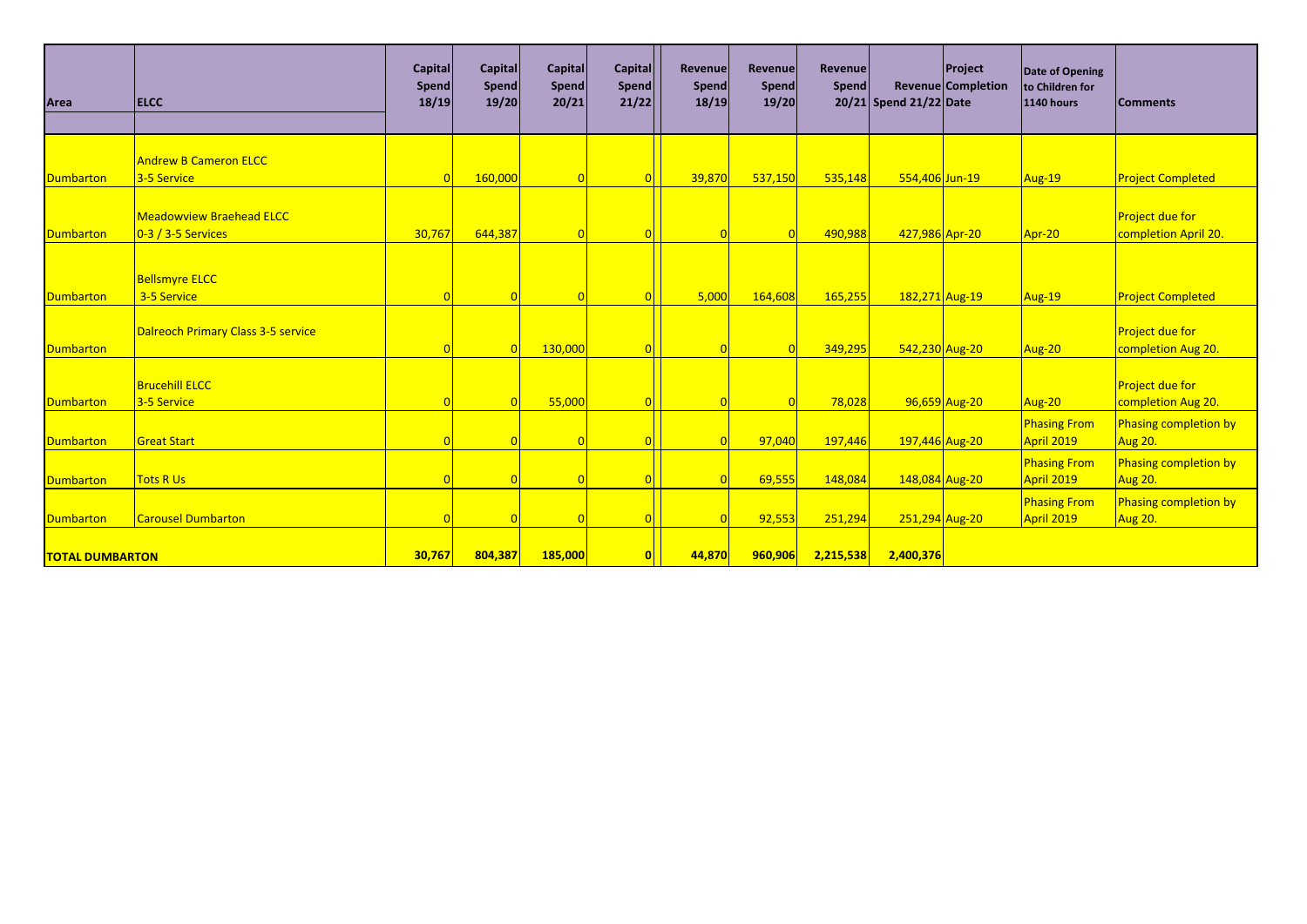| Area | ELCC | Capital Spend 18/19 | Capital Spend 19/20 | Capital Spend 20/21 | Capital Spend 21/22 | Revenue Spend 18/19 | Revenue Spend 19/20 | Revenue Spend 20/21 | Revenue Spend 21/22 | Project Completion Date | Date of Opening to Children for 1140 hours | Comments |
|---|---|---|---|---|---|---|---|---|---|---|---|---|
| Dumbarton | Andrew B Cameron ELCC 3-5 Service | 0 | 160,000 | 0 | 0 | 39,870 | 537,150 | 535,148 | 554,406 | Jun-19 | Aug-19 | Project Completed |
| Dumbarton | Meadowview Braehead ELCC 0-3 / 3-5 Services | 30,767 | 644,387 | 0 | 0 | 0 | 0 | 490,988 | 427,986 | Apr-20 | Apr-20 | Project due for completion April 20. |
| Dumbarton | Bellsmyre ELCC 3-5 Service | 0 | 0 | 0 | 0 | 5,000 | 164,608 | 165,255 | 182,271 | Aug-19 | Aug-19 | Project Completed |
| Dumbarton | Dalreoch Primary Class 3-5 service | 0 | 0 | 130,000 | 0 | 0 | 0 | 349,295 | 542,230 | Aug-20 | Aug-20 | Project due for completion Aug 20. |
| Dumbarton | Brucehill ELCC 3-5 Service | 0 | 0 | 55,000 | 0 | 0 | 0 | 78,028 | 96,659 | Aug-20 | Aug-20 | Project due for completion Aug 20. |
| Dumbarton | Great Start | 0 | 0 | 0 | 0 | 0 | 97,040 | 197,446 | 197,446 | Aug-20 | Phasing From April 2019 | Phasing completion by Aug 20. |
| Dumbarton | Tots R Us | 0 | 0 | 0 | 0 | 0 | 69,555 | 148,084 | 148,084 | Aug-20 | Phasing From April 2019 | Phasing completion by Aug 20. |
| Dumbarton | Carousel Dumbarton | 0 | 0 | 0 | 0 | 0 | 92,553 | 251,294 | 251,294 | Aug-20 | Phasing From April 2019 | Phasing completion by Aug 20. |
| **TOTAL DUMBARTON** | | **30,767** | **804,387** | **185,000** | **0** | **44,870** | **960,906** | **2,215,538** | **2,400,376** | | | |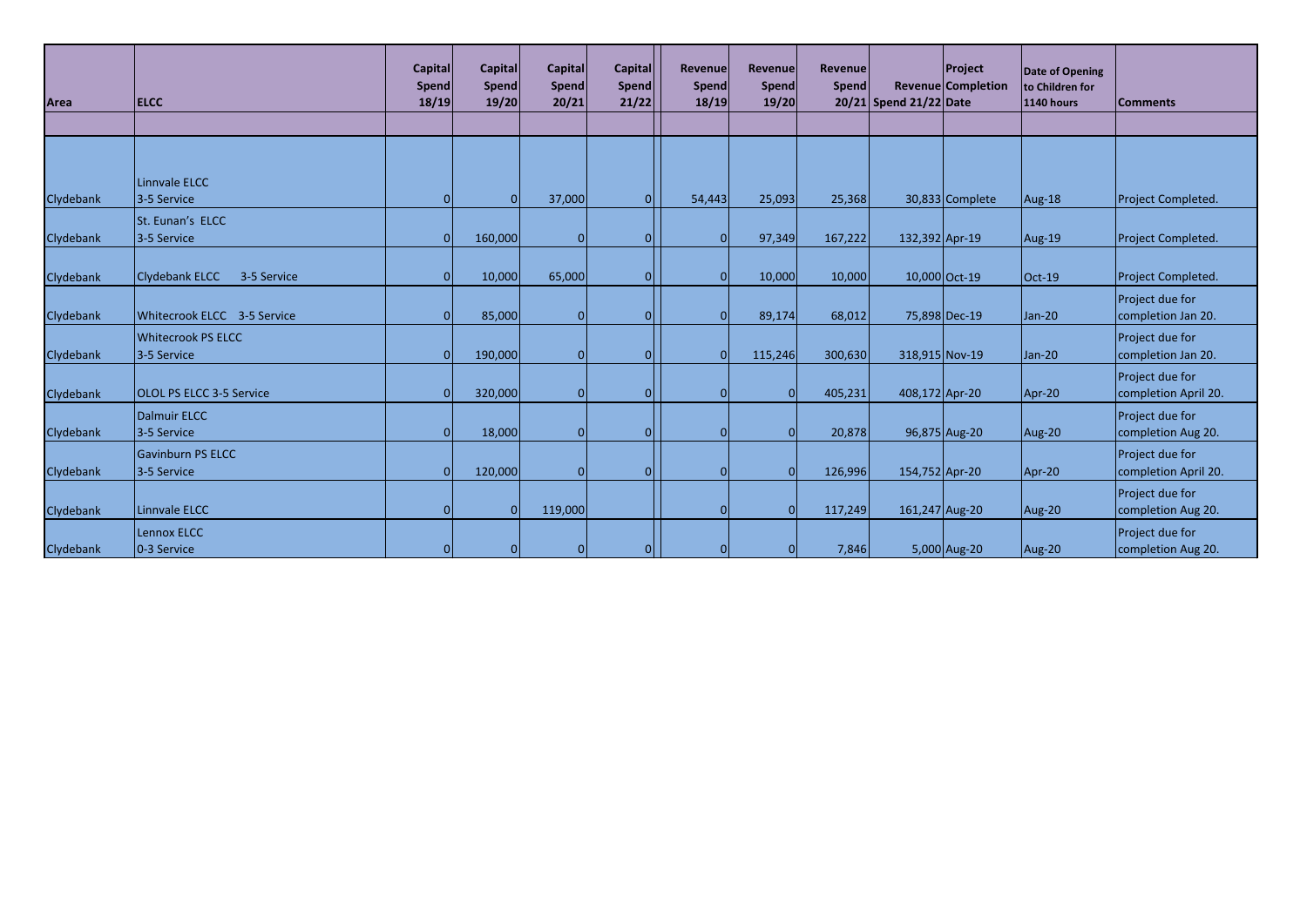| Area | ELCC | Capital Spend 18/19 | Capital Spend 19/20 | Capital Spend 20/21 | Capital Spend 21/22 | Revenue Spend 18/19 | Revenue Spend 19/20 | Revenue Spend 20/21 | Revenue Spend 21/22 | Project Completion Date | Date of Opening to Children for 1140 hours | Comments |
|---|---|---|---|---|---|---|---|---|---|---|---|---|
| | | | | | | | | | | | | |
| Clydebank | Linnvale ELCC 3-5 Service | 0 | 0 | 37,000 | 0 | 54,443 | 25,093 | 25,368 | 30,833 | Complete | Aug-18 | Project Completed. |
| Clydebank | St. Eunan's ELCC 3-5 Service | 0 | 160,000 | 0 | 0 | 0 | 97,349 | 167,222 | 132,392 | Apr-19 | Aug-19 | Project Completed. |
| Clydebank | Clydebank ELCC 3-5 Service | 0 | 10,000 | 65,000 | 0 | 0 | 10,000 | 10,000 | 10,000 | Oct-19 | Oct-19 | Project Completed. |
| Clydebank | Whitecrook ELCC 3-5 Service | 0 | 85,000 | 0 | 0 | 0 | 89,174 | 68,012 | 75,898 | Dec-19 | Jan-20 | Project due for completion Jan 20. |
| Clydebank | Whitecrook PS ELCC 3-5 Service | 0 | 190,000 | 0 | 0 | 0 | 115,246 | 300,630 | 318,915 | Nov-19 | Jan-20 | Project due for completion Jan 20. |
| Clydebank | OLOL PS ELCC 3-5 Service | 0 | 320,000 | 0 | 0 | 0 | 0 | 405,231 | 408,172 | Apr-20 | Apr-20 | Project due for completion April 20. |
| Clydebank | Dalmuir ELCC 3-5 Service | 0 | 18,000 | 0 | 0 | 0 | 0 | 20,878 | 96,875 | Aug-20 | Aug-20 | Project due for completion Aug 20. |
| Clydebank | Gavinburn PS ELCC 3-5 Service | 0 | 120,000 | 0 | 0 | 0 | 0 | 126,996 | 154,752 | Apr-20 | Apr-20 | Project due for completion April 20. |
| Clydebank | Linnvale ELCC | 0 | 0 | 119,000 | | 0 | 0 | 117,249 | 161,247 | Aug-20 | Aug-20 | Project due for completion Aug 20. |
| Clydebank | Lennox ELCC 0-3 Service | 0 | 0 | 0 | 0 | 0 | 0 | 7,846 | 5,000 | Aug-20 | Aug-20 | Project due for completion Aug 20. |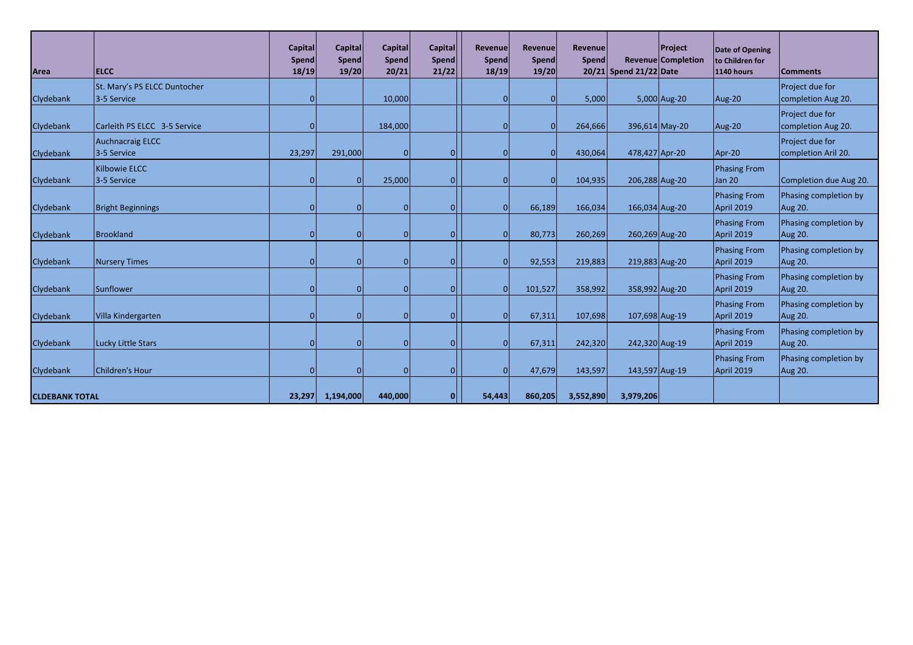| Area | ELCC | Capital Spend 18/19 | Capital Spend 19/20 | Capital Spend 20/21 | Capital Spend 21/22 | Revenue Spend 18/19 | Revenue Spend 19/20 | Revenue Spend 20/21 | Revenue Spend 21/22 | Project Completion Date | Date of Opening to Children for 1140 hours | Comments |
|---|---|---|---|---|---|---|---|---|---|---|---|---|
| Clydebank | St. Mary's PS ELCC Duntocher 3-5 Service | 0 | | 10,000 | | 0 | 0 | 5,000 | 5,000 | Aug-20 | Aug-20 | Project due for completion Aug 20. |
| Clydebank | Carleith PS ELCC 3-5 Service | 0 | | 184,000 | | 0 | 0 | 264,666 | 396,614 | May-20 | Aug-20 | Project due for completion Aug 20. |
| Clydebank | Auchnacraig ELCC 3-5 Service | 23,297 | 291,000 | 0 | 0 | 0 | 0 | 430,064 | 478,427 | Apr-20 | Apr-20 | Project due for completion Aril 20. |
| Clydebank | Kilbowie ELCC 3-5 Service | 0 | 0 | 25,000 | 0 | 0 | 0 | 104,935 | 206,288 | Aug-20 | Phasing From Jan 20 | Completion due Aug 20. |
| Clydebank | Bright Beginnings | 0 | 0 | 0 | 0 | 0 | 66,189 | 166,034 | 166,034 | Aug-20 | Phasing From April 2019 | Phasing completion by Aug 20. |
| Clydebank | Brookland | 0 | 0 | 0 | 0 | 0 | 80,773 | 260,269 | 260,269 | Aug-20 | Phasing From April 2019 | Phasing completion by Aug 20. |
| Clydebank | Nursery Times | 0 | 0 | 0 | 0 | 0 | 92,553 | 219,883 | 219,883 | Aug-20 | Phasing From April 2019 | Phasing completion by Aug 20. |
| Clydebank | Sunflower | 0 | 0 | 0 | 0 | 0 | 101,527 | 358,992 | 358,992 | Aug-20 | Phasing From April 2019 | Phasing completion by Aug 20. |
| Clydebank | Villa Kindergarten | 0 | 0 | 0 | 0 | 0 | 67,311 | 107,698 | 107,698 | Aug-19 | Phasing From April 2019 | Phasing completion by Aug 20. |
| Clydebank | Lucky Little Stars | 0 | 0 | 0 | 0 | 0 | 67,311 | 242,320 | 242,320 | Aug-19 | Phasing From April 2019 | Phasing completion by Aug 20. |
| Clydebank | Children's Hour | 0 | 0 | 0 | 0 | 0 | 47,679 | 143,597 | 143,597 | Aug-19 | Phasing From April 2019 | Phasing completion by Aug 20. |
| **CLDEBANK TOTAL** | | **23,297** | **1,194,000** | **440,000** | **0** | **54,443** | **860,205** | **3,552,890** | **3,979,206** | | | |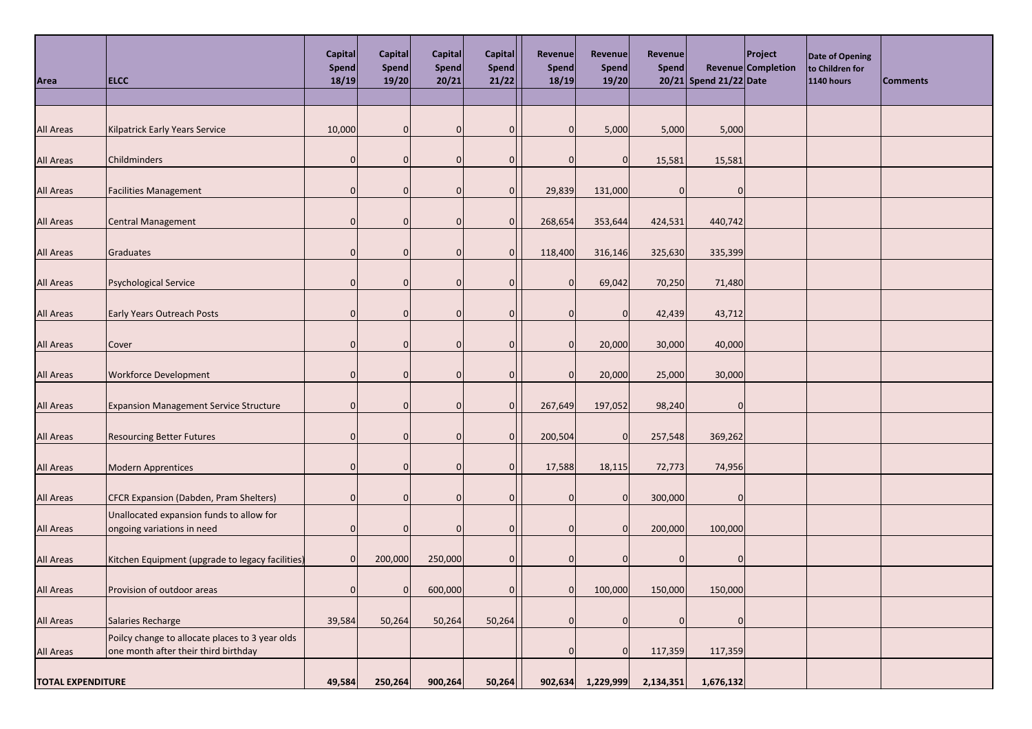| Area | ELCC | Capital Spend 18/19 | Capital Spend 19/20 | Capital Spend 20/21 | Capital Spend 21/22 | Revenue Spend 18/19 | Revenue Spend 19/20 | Revenue Spend 20/21 | Revenue Spend 21/22 | Project Completion Date | Date of Opening to Children for 1140 hours | Comments |
|---|---|---|---|---|---|---|---|---|---|---|---|---|
| | | | | | | | | | | | | |
| All Areas | Kilpatrick Early Years Service | 10,000 | 0 | 0 | 0 | 0 | 5,000 | 5,000 | 5,000 | | | |
| All Areas | Childminders | 0 | 0 | 0 | 0 | 0 | 0 | 15,581 | 15,581 | | | |
| All Areas | Facilities Management | 0 | 0 | 0 | 0 | 29,839 | 131,000 | 0 | 0 | | | |
| All Areas | Central Management | 0 | 0 | 0 | 0 | 268,654 | 353,644 | 424,531 | 440,742 | | | |
| All Areas | Graduates | 0 | 0 | 0 | 0 | 118,400 | 316,146 | 325,630 | 335,399 | | | |
| All Areas | Psychological Service | 0 | 0 | 0 | 0 | 0 | 69,042 | 70,250 | 71,480 | | | |
| All Areas | Early Years Outreach Posts | 0 | 0 | 0 | 0 | 0 | 0 | 42,439 | 43,712 | | | |
| All Areas | Cover | 0 | 0 | 0 | 0 | 0 | 20,000 | 30,000 | 40,000 | | | |
| All Areas | Workforce Development | 0 | 0 | 0 | 0 | 0 | 20,000 | 25,000 | 30,000 | | | |
| All Areas | Expansion Management Service Structure | 0 | 0 | 0 | 0 | 267,649 | 197,052 | 98,240 | 0 | | | |
| All Areas | Resourcing Better Futures | 0 | 0 | 0 | 0 | 200,504 | 0 | 257,548 | 369,262 | | | |
| All Areas | Modern Apprentices | 0 | 0 | 0 | 0 | 17,588 | 18,115 | 72,773 | 74,956 | | | |
| All Areas | CFCR Expansion (Dabden, Pram Shelters) | 0 | 0 | 0 | 0 | 0 | 0 | 300,000 | 0 | | | |
| All Areas | Unallocated expansion funds to allow for ongoing variations in need | 0 | 0 | 0 | 0 | 0 | 0 | 200,000 | 100,000 | | | |
| All Areas | Kitchen Equipment (upgrade to legacy facilities) | 0 | 200,000 | 250,000 | 0 | 0 | 0 | 0 | 0 | | | |
| All Areas | Provision of outdoor areas | 0 | 0 | 600,000 | 0 | 0 | 100,000 | 150,000 | 150,000 | | | |
| All Areas | Salaries Recharge | 39,584 | 50,264 | 50,264 | 50,264 | 0 | 0 | 0 | 0 | | | |
| All Areas | Poilcy change to allocate places to 3 year olds one month after their third birthday | | | | | 0 | 0 | 117,359 | 117,359 | | | |
| **TOTAL EXPENDITURE** | | **49,584** | **250,264** | **900,264** | **50,264** | **902,634** | **1,229,999** | **2,134,351** | **1,676,132** | | | |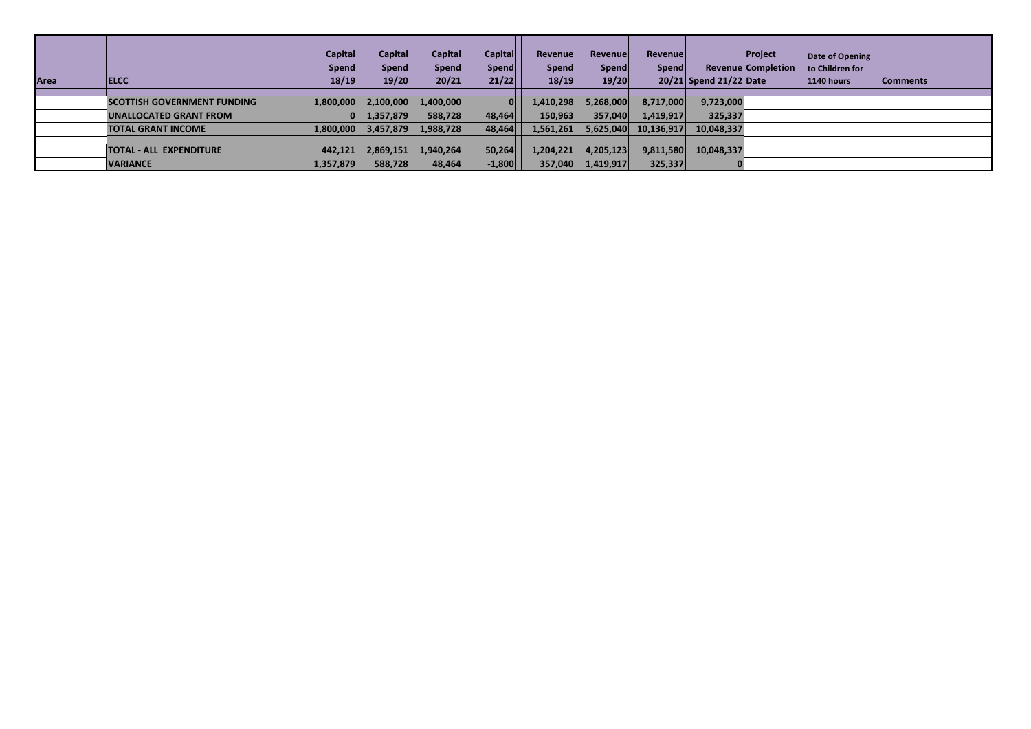| Area | ELCC | Capital Spend 18/19 | Capital Spend 19/20 | Capital Spend 20/21 | Capital Spend 21/22 | Revenue Spend 18/19 | Revenue Spend 19/20 | Revenue Spend 20/21 | Revenue Spend 21/22 | Project Completion Date | Date of Opening to Children for 1140 hours | Comments |
|---|---|---|---|---|---|---|---|---|---|---|---|---|
| | | | | | | | | | | | | |
| | **SCOTTISH GOVERNMENT FUNDING** | **1,800,000** | **2,100,000** | **1,400,000** | **0** | **1,410,298** | **5,268,000** | **8,717,000** | **9,723,000** | | | |
| | **UNALLOCATED GRANT FROM** | **0** | **1,357,879** | **588,728** | **48,464** | **150,963** | **357,040** | **1,419,917** | **325,337** | | | |
| | **TOTAL GRANT INCOME** | **1,800,000** | **3,457,879** | **1,988,728** | **48,464** | **1,561,261** | **5,625,040** | **10,136,917** | **10,048,337** | | | |
| | | | | | | | | | | | | |
| | **TOTAL - ALL EXPENDITURE** | **442,121** | **2,869,151** | **1,940,264** | **50,264** | **1,204,221** | **4,205,123** | **9,811,580** | **10,048,337** | | | |
| | **VARIANCE** | **1,357,879** | **588,728** | **48,464** | **-1,800** | **357,040** | **1,419,917** | **325,337** | **0** | | | |